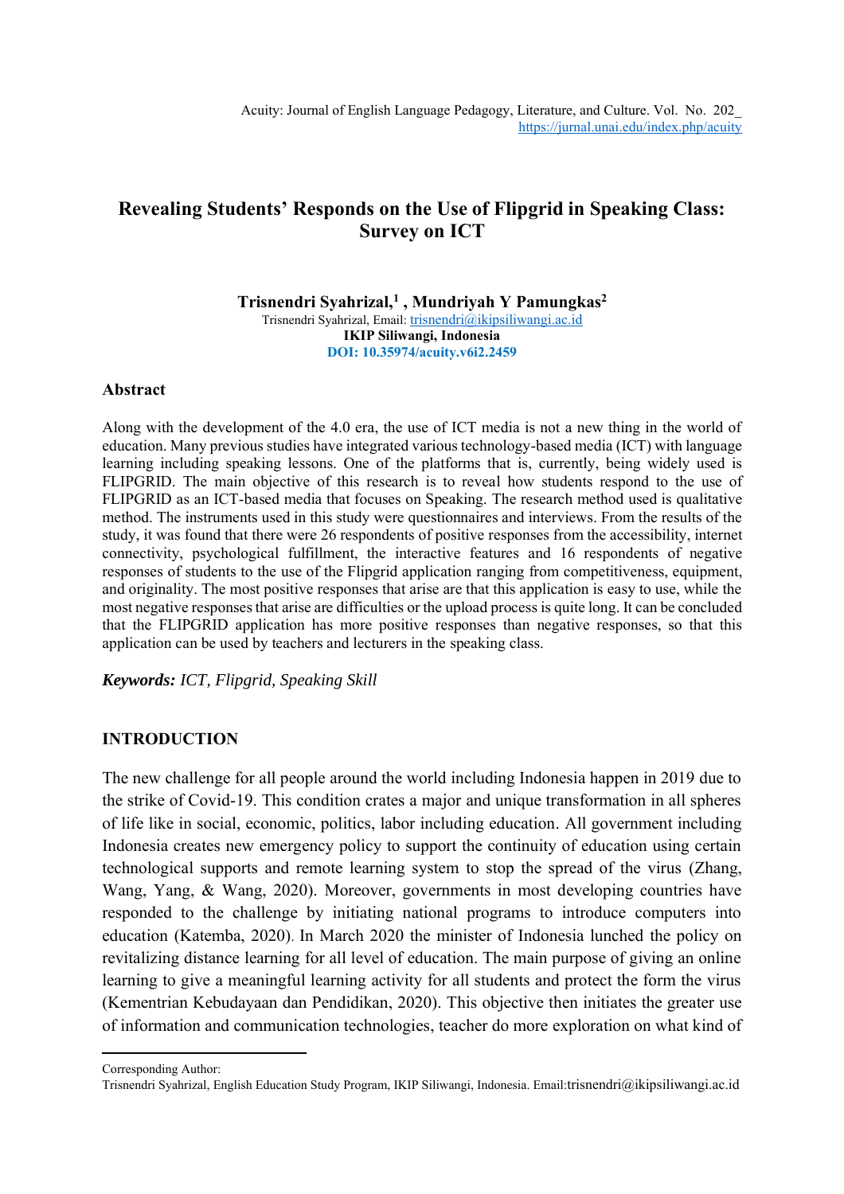# Revealing Students' Responds on the Use of Flipgrid in Speaking Class: Survey on ICT

**Trisnendri Syahrizal,[1] , Mundriyah Y Pamungkas[2]**

Trisnendri Syahrizal, Email: trisnendri@ikipsiliwangi.ac.id

**IKIP Siliwangi, Indonesia**

**DOI: 10.35974/acuity.v6i2.2459**

## Abstract

Along with the development of the 4.0 era, the use of ICT media is not a new thing in the world of education. Many previous studies have integrated various technology-based media (ICT) with language learning including speaking lessons. One of the platforms that is, currently, being widely used is FLIPGRID. The main objective of this research is to reveal how students respond to the use of FLIPGRID as an ICT-based media that focuses on Speaking. The research method used is qualitative method. The instruments used in this study were questionnaires and interviews. From the results of the study, it was found that there were 26 respondents of positive responses from the accessibility, internet connectivity, psychological fulfillment, the interactive features and 16 respondents of negative responses of students to the use of the Flipgrid application ranging from competitiveness, equipment, and originality. The most positive responses that arise are that this application is easy to use, while the most negative responses that arise are difficulties or the upload process is quite long. It can be concluded that the FLIPGRID application has more positive responses than negative responses, so that this application can be used by teachers and lecturers in the speaking class.

***Keywords:*** *ICT, Flipgrid, Speaking Skill*

## INTRODUCTION

The new challenge for all people around the world including Indonesia happen in 2019 due to the strike of Covid-19. This condition crates a major and unique transformation in all spheres of life like in social, economic, politics, labor including education. All government including Indonesia creates new emergency policy to support the continuity of education using certain technological supports and remote learning system to stop the spread of the virus (Zhang, Wang, Yang, & Wang, 2020). Moreover, governments in most developing countries have responded to the challenge by initiating national programs to introduce computers into education (Katemba, 2020). In March 2020 the minister of Indonesia lunched the policy on revitalizing distance learning for all level of education. The main purpose of giving an online learning to give a meaningful learning activity for all students and protect the form the virus (Kementrian Kebudayaan dan Pendidikan, 2020). This objective then initiates the greater use of information and communication technologies, teacher do more exploration on what kind of

---

Corresponding Author:
Trisnendri Syahrizal, English Education Study Program, IKIP Siliwangi, Indonesia. Email:trisnendri@ikipsiliwangi.ac.id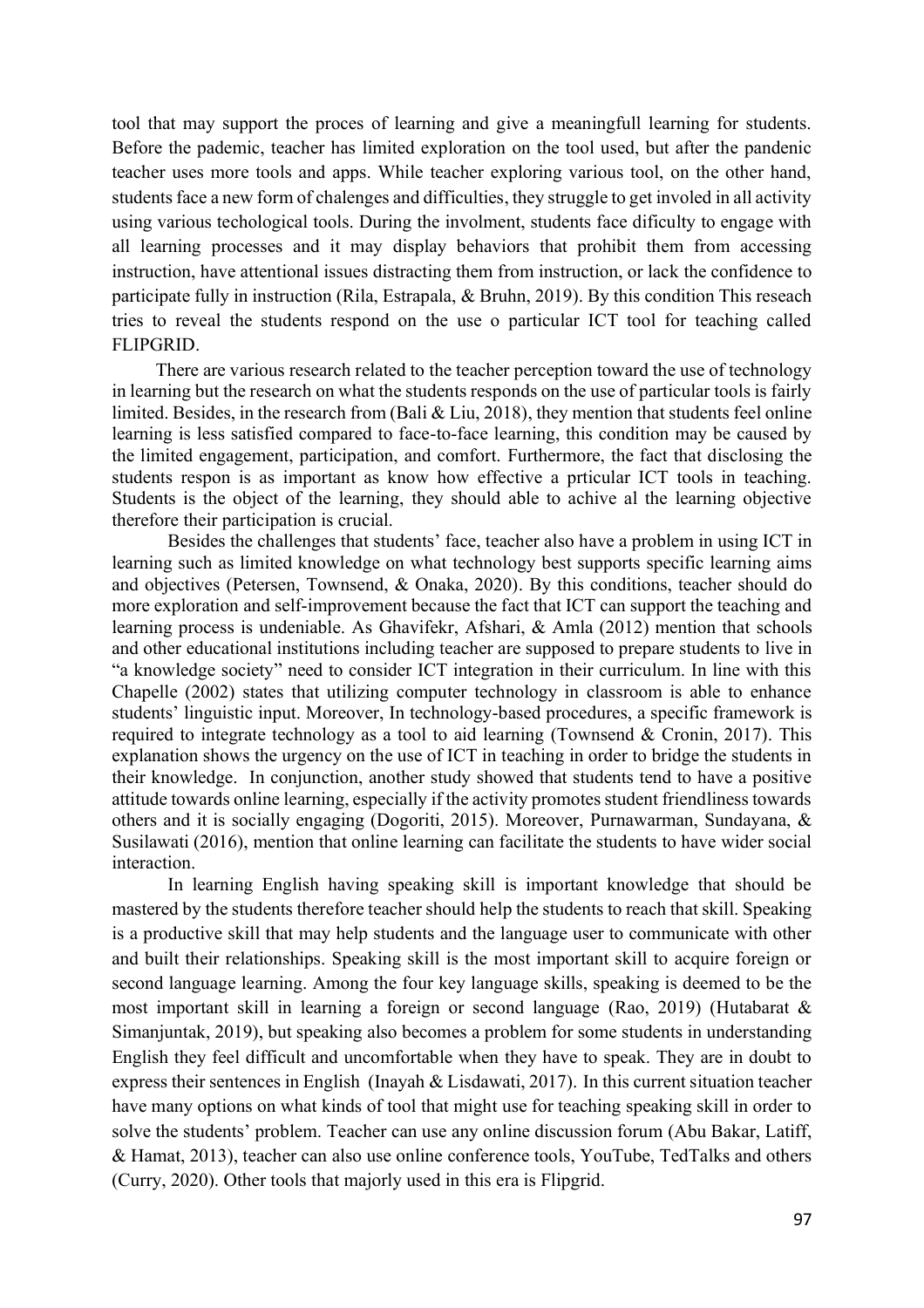tool that may support the proces of learning and give a meaningfull learning for students. Before the pademic, teacher has limited exploration on the tool used, but after the pandenic teacher uses more tools and apps. While teacher exploring various tool, on the other hand, students face a new form of chalenges and difficulties, they struggle to get involed in all activity using various techological tools. During the involment, students face dificulty to engage with all learning processes and it may display behaviors that prohibit them from accessing instruction, have attentional issues distracting them from instruction, or lack the confidence to participate fully in instruction (Rila, Estrapala, & Bruhn, 2019). By this condition This reseach tries to reveal the students respond on the use o particular ICT tool for teaching called FLIPGRID.

There are various research related to the teacher perception toward the use of technology in learning but the research on what the students responds on the use of particular tools is fairly limited. Besides, in the research from (Bali & Liu, 2018), they mention that students feel online learning is less satisfied compared to face-to-face learning, this condition may be caused by the limited engagement, participation, and comfort. Furthermore, the fact that disclosing the students respon is as important as know how effective a prticular ICT tools in teaching. Students is the object of the learning, they should able to achive al the learning objective therefore their participation is crucial.

Besides the challenges that students' face, teacher also have a problem in using ICT in learning such as limited knowledge on what technology best supports specific learning aims and objectives (Petersen, Townsend, & Onaka, 2020). By this conditions, teacher should do more exploration and self-improvement because the fact that ICT can support the teaching and learning process is undeniable. As Ghavifekr, Afshari, & Amla (2012) mention that schools and other educational institutions including teacher are supposed to prepare students to live in "a knowledge society" need to consider ICT integration in their curriculum. In line with this Chapelle (2002) states that utilizing computer technology in classroom is able to enhance students' linguistic input. Moreover, In technology-based procedures, a specific framework is required to integrate technology as a tool to aid learning (Townsend & Cronin, 2017). This explanation shows the urgency on the use of ICT in teaching in order to bridge the students in their knowledge. In conjunction, another study showed that students tend to have a positive attitude towards online learning, especially if the activity promotes student friendliness towards others and it is socially engaging (Dogoriti, 2015). Moreover, Purnawarman, Sundayana, & Susilawati (2016), mention that online learning can facilitate the students to have wider social interaction.

In learning English having speaking skill is important knowledge that should be mastered by the students therefore teacher should help the students to reach that skill. Speaking is a productive skill that may help students and the language user to communicate with other and built their relationships. Speaking skill is the most important skill to acquire foreign or second language learning. Among the four key language skills, speaking is deemed to be the most important skill in learning a foreign or second language (Rao, 2019) (Hutabarat & Simanjuntak, 2019), but speaking also becomes a problem for some students in understanding English they feel difficult and uncomfortable when they have to speak. They are in doubt to express their sentences in English (Inayah & Lisdawati, 2017). In this current situation teacher have many options on what kinds of tool that might use for teaching speaking skill in order to solve the students' problem. Teacher can use any online discussion forum (Abu Bakar, Latiff, & Hamat, 2013), teacher can also use online conference tools, YouTube, TedTalks and others (Curry, 2020). Other tools that majorly used in this era is Flipgrid.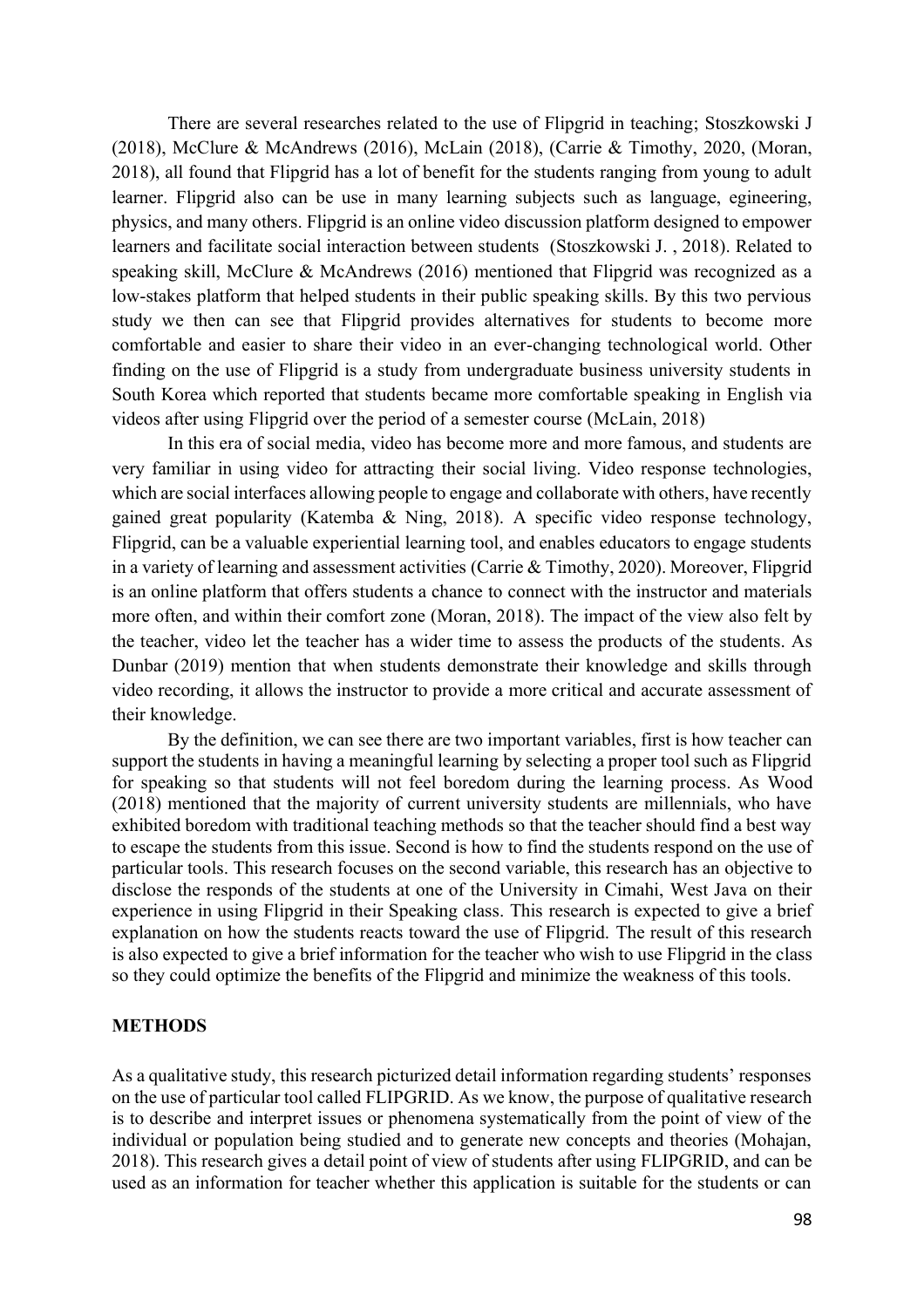There are several researches related to the use of Flipgrid in teaching; Stoszkowski J (2018), McClure & McAndrews (2016), McLain (2018), (Carrie & Timothy, 2020, (Moran, 2018), all found that Flipgrid has a lot of benefit for the students ranging from young to adult learner. Flipgrid also can be use in many learning subjects such as language, egineering, physics, and many others. Flipgrid is an online video discussion platform designed to empower learners and facilitate social interaction between students (Stoszkowski J. , 2018). Related to speaking skill, McClure & McAndrews (2016) mentioned that Flipgrid was recognized as a low-stakes platform that helped students in their public speaking skills. By this two pervious study we then can see that Flipgrid provides alternatives for students to become more comfortable and easier to share their video in an ever-changing technological world. Other finding on the use of Flipgrid is a study from undergraduate business university students in South Korea which reported that students became more comfortable speaking in English via videos after using Flipgrid over the period of a semester course (McLain, 2018)

In this era of social media, video has become more and more famous, and students are very familiar in using video for attracting their social living. Video response technologies, which are social interfaces allowing people to engage and collaborate with others, have recently gained great popularity (Katemba & Ning, 2018). A specific video response technology, Flipgrid, can be a valuable experiential learning tool, and enables educators to engage students in a variety of learning and assessment activities (Carrie & Timothy, 2020). Moreover, Flipgrid is an online platform that offers students a chance to connect with the instructor and materials more often, and within their comfort zone (Moran, 2018). The impact of the view also felt by the teacher, video let the teacher has a wider time to assess the products of the students. As Dunbar (2019) mention that when students demonstrate their knowledge and skills through video recording, it allows the instructor to provide a more critical and accurate assessment of their knowledge.

By the definition, we can see there are two important variables, first is how teacher can support the students in having a meaningful learning by selecting a proper tool such as Flipgrid for speaking so that students will not feel boredom during the learning process. As Wood (2018) mentioned that the majority of current university students are millennials, who have exhibited boredom with traditional teaching methods so that the teacher should find a best way to escape the students from this issue. Second is how to find the students respond on the use of particular tools. This research focuses on the second variable, this research has an objective to disclose the responds of the students at one of the University in Cimahi, West Java on their experience in using Flipgrid in their Speaking class. This research is expected to give a brief explanation on how the students reacts toward the use of Flipgrid. The result of this research is also expected to give a brief information for the teacher who wish to use Flipgrid in the class so they could optimize the benefits of the Flipgrid and minimize the weakness of this tools.

## METHODS

As a qualitative study, this research picturized detail information regarding students' responses on the use of particular tool called FLIPGRID. As we know, the purpose of qualitative research is to describe and interpret issues or phenomena systematically from the point of view of the individual or population being studied and to generate new concepts and theories (Mohajan, 2018). This research gives a detail point of view of students after using FLIPGRID, and can be used as an information for teacher whether this application is suitable for the students or can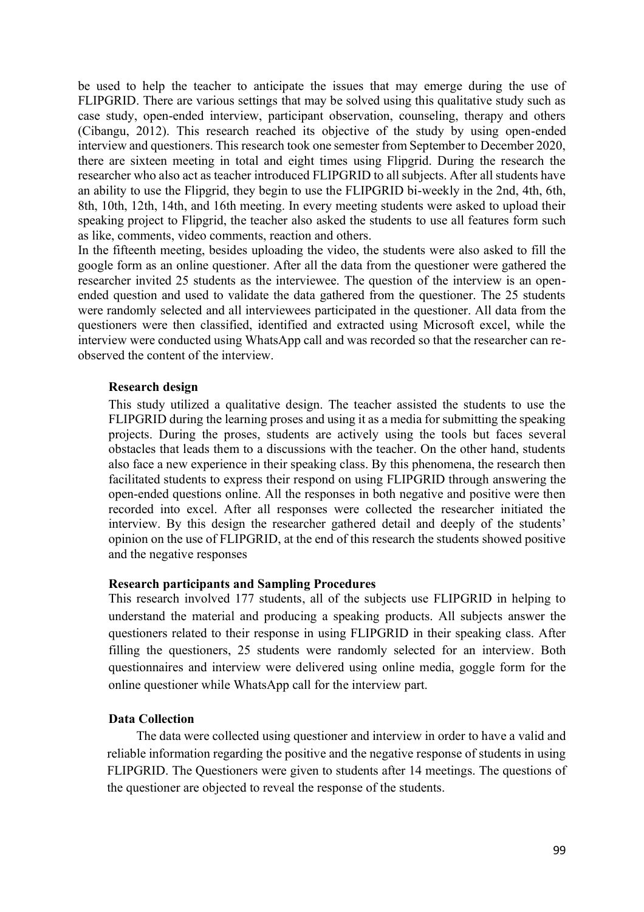be used to help the teacher to anticipate the issues that may emerge during the use of FLIPGRID. There are various settings that may be solved using this qualitative study such as case study, open-ended interview, participant observation, counseling, therapy and others (Cibangu, 2012). This research reached its objective of the study by using open-ended interview and questioners. This research took one semester from September to December 2020, there are sixteen meeting in total and eight times using Flipgrid. During the research the researcher who also act as teacher introduced FLIPGRID to all subjects. After all students have an ability to use the Flipgrid, they begin to use the FLIPGRID bi-weekly in the 2nd, 4th, 6th, 8th, 10th, 12th, 14th, and 16th meeting. In every meeting students were asked to upload their speaking project to Flipgrid, the teacher also asked the students to use all features form such as like, comments, video comments, reaction and others.

In the fifteenth meeting, besides uploading the video, the students were also asked to fill the google form as an online questioner. After all the data from the questioner were gathered the researcher invited 25 students as the interviewee. The question of the interview is an open-ended question and used to validate the data gathered from the questioner. The 25 students were randomly selected and all interviewees participated in the questioner. All data from the questioners were then classified, identified and extracted using Microsoft excel, while the interview were conducted using WhatsApp call and was recorded so that the researcher can re-observed the content of the interview.

**Research design**

This study utilized a qualitative design. The teacher assisted the students to use the FLIPGRID during the learning proses and using it as a media for submitting the speaking projects. During the proses, students are actively using the tools but faces several obstacles that leads them to a discussions with the teacher. On the other hand, students also face a new experience in their speaking class. By this phenomena, the research then facilitated students to express their respond on using FLIPGRID through answering the open-ended questions online. All the responses in both negative and positive were then recorded into excel. After all responses were collected the researcher initiated the interview. By this design the researcher gathered detail and deeply of the students' opinion on the use of FLIPGRID, at the end of this research the students showed positive and the negative responses

**Research participants and Sampling Procedures**

This research involved 177 students, all of the subjects use FLIPGRID in helping to understand the material and producing a speaking products. All subjects answer the questioners related to their response in using FLIPGRID in their speaking class. After filling the questioners, 25 students were randomly selected for an interview. Both questionnaires and interview were delivered using online media, goggle form for the online questioner while WhatsApp call for the interview part.

**Data Collection**

The data were collected using questioner and interview in order to have a valid and reliable information regarding the positive and the negative response of students in using FLIPGRID. The Questioners were given to students after 14 meetings. The questions of the questioner are objected to reveal the response of the students.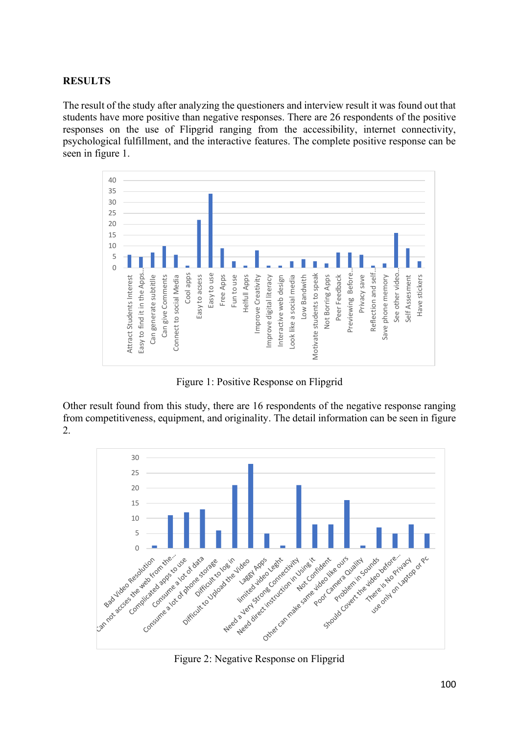**RESULTS**

The result of the study after analyzing the questioners and interview result it was found out that students have more positive than negative responses. There are 26 respondents of the positive responses on the use of Flipgrid ranging from the accessibility, internet connectivity, psychological fulfillment, and the interactive features. The complete positive response can be seen in figure 1.

Figure 1: Positive Response on Flipgrid

Other result found from this study, there are 16 respondents of the negative response ranging from competitiveness, equipment, and originality. The detail information can be seen in figure 2.

Figure 2: Negative Response on Flipgrid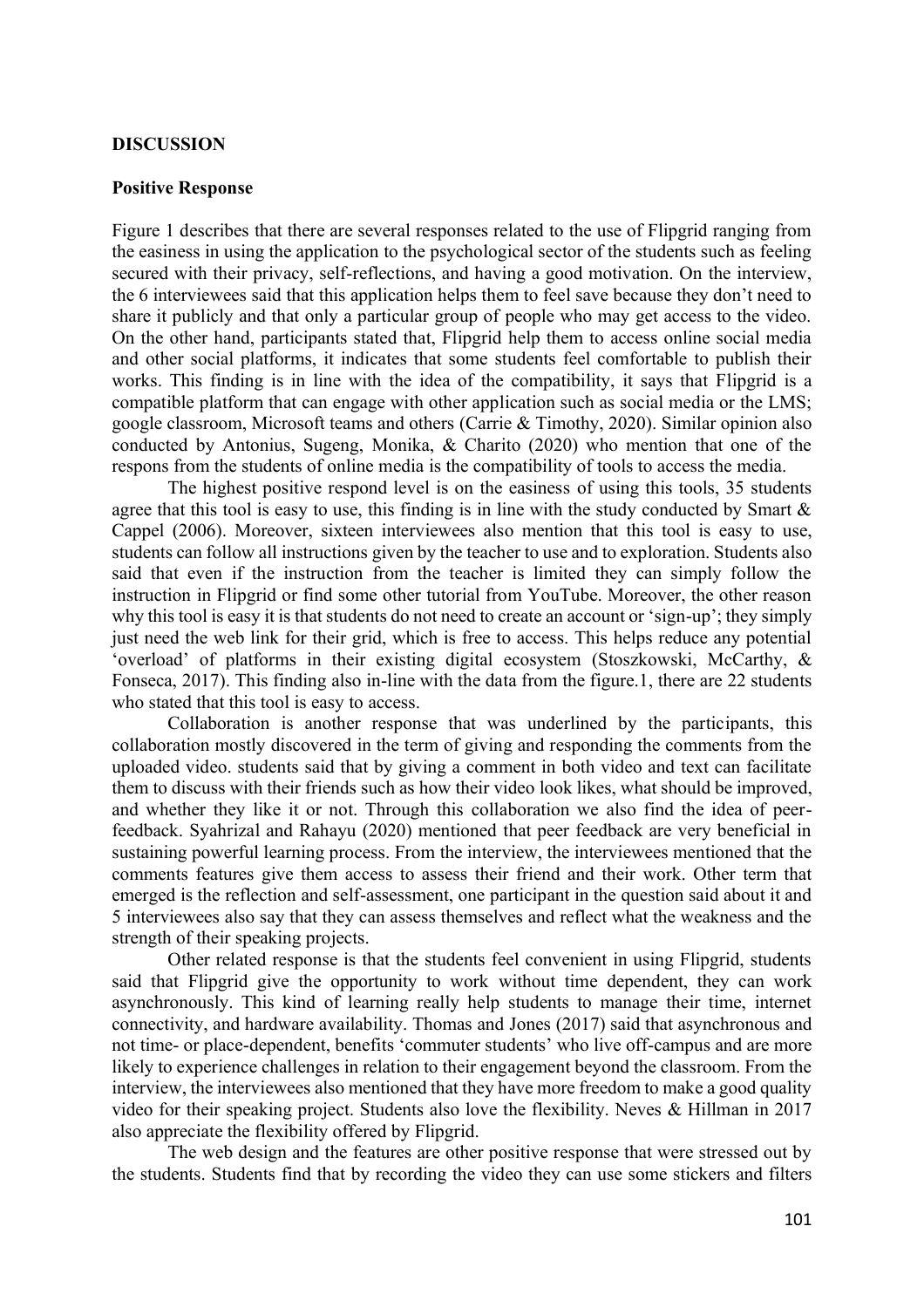## DISCUSSION

### Positive Response

Figure 1 describes that there are several responses related to the use of Flipgrid ranging from the easiness in using the application to the psychological sector of the students such as feeling secured with their privacy, self-reflections, and having a good motivation. On the interview, the 6 interviewees said that this application helps them to feel save because they don't need to share it publicly and that only a particular group of people who may get access to the video. On the other hand, participants stated that, Flipgrid help them to access online social media and other social platforms, it indicates that some students feel comfortable to publish their works. This finding is in line with the idea of the compatibility, it says that Flipgrid is a compatible platform that can engage with other application such as social media or the LMS; google classroom, Microsoft teams and others (Carrie & Timothy, 2020). Similar opinion also conducted by Antonius, Sugeng, Monika, & Charito (2020) who mention that one of the respons from the students of online media is the compatibility of tools to access the media.

The highest positive respond level is on the easiness of using this tools, 35 students agree that this tool is easy to use, this finding is in line with the study conducted by Smart & Cappel (2006). Moreover, sixteen interviewees also mention that this tool is easy to use, students can follow all instructions given by the teacher to use and to exploration. Students also said that even if the instruction from the teacher is limited they can simply follow the instruction in Flipgrid or find some other tutorial from YouTube. Moreover, the other reason why this tool is easy it is that students do not need to create an account or 'sign-up'; they simply just need the web link for their grid, which is free to access. This helps reduce any potential 'overload' of platforms in their existing digital ecosystem (Stoszkowski, McCarthy, & Fonseca, 2017). This finding also in-line with the data from the figure.1, there are 22 students who stated that this tool is easy to access.

Collaboration is another response that was underlined by the participants, this collaboration mostly discovered in the term of giving and responding the comments from the uploaded video. students said that by giving a comment in both video and text can facilitate them to discuss with their friends such as how their video look likes, what should be improved, and whether they like it or not. Through this collaboration we also find the idea of peer-feedback. Syahrizal and Rahayu (2020) mentioned that peer feedback are very beneficial in sustaining powerful learning process. From the interview, the interviewees mentioned that the comments features give them access to assess their friend and their work. Other term that emerged is the reflection and self-assessment, one participant in the question said about it and 5 interviewees also say that they can assess themselves and reflect what the weakness and the strength of their speaking projects.

Other related response is that the students feel convenient in using Flipgrid, students said that Flipgrid give the opportunity to work without time dependent, they can work asynchronously. This kind of learning really help students to manage their time, internet connectivity, and hardware availability. Thomas and Jones (2017) said that asynchronous and not time- or place-dependent, benefits 'commuter students' who live off-campus and are more likely to experience challenges in relation to their engagement beyond the classroom. From the interview, the interviewees also mentioned that they have more freedom to make a good quality video for their speaking project. Students also love the flexibility. Neves & Hillman in 2017 also appreciate the flexibility offered by Flipgrid.

The web design and the features are other positive response that were stressed out by the students. Students find that by recording the video they can use some stickers and filters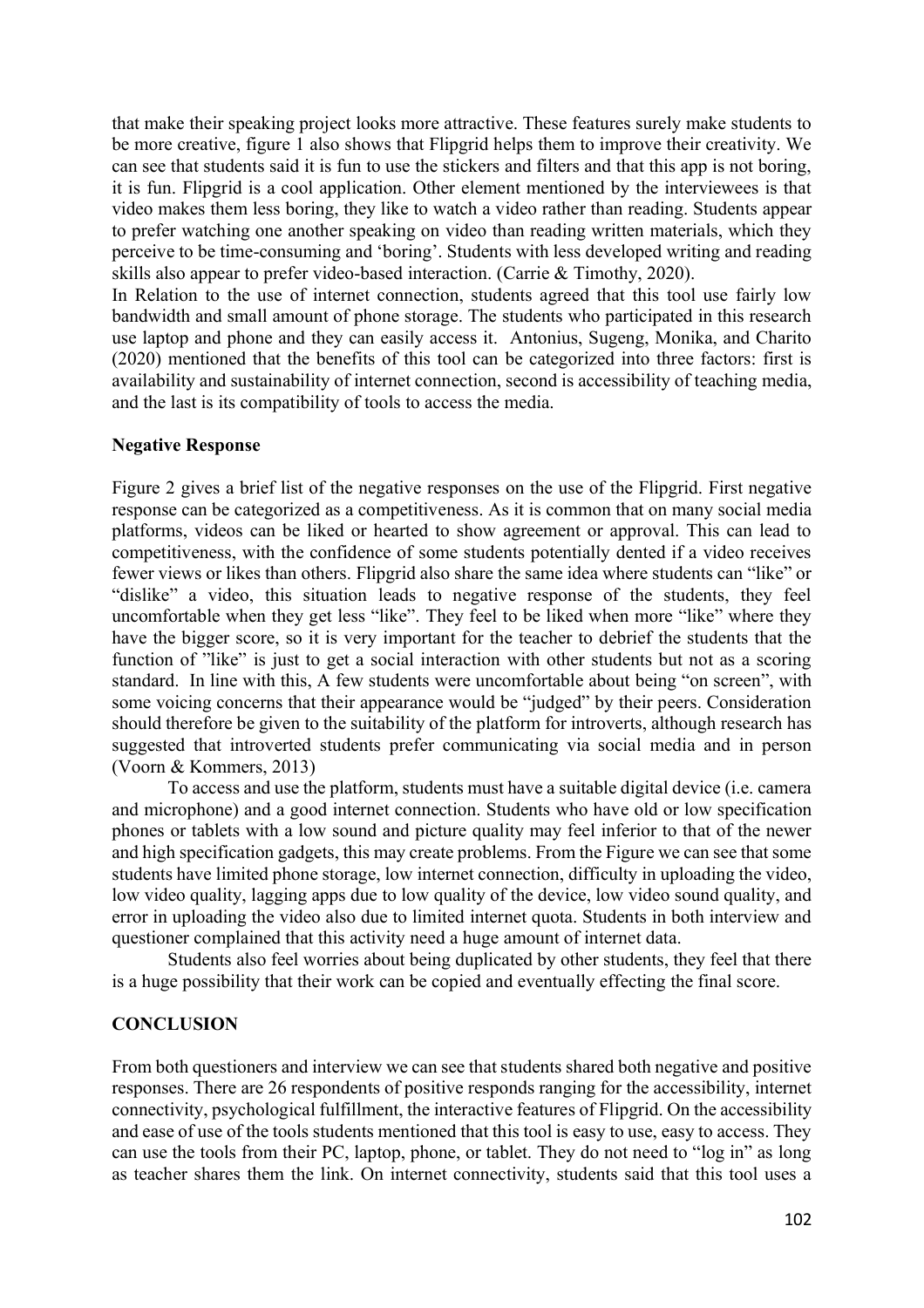that make their speaking project looks more attractive. These features surely make students to be more creative, figure 1 also shows that Flipgrid helps them to improve their creativity. We can see that students said it is fun to use the stickers and filters and that this app is not boring, it is fun. Flipgrid is a cool application. Other element mentioned by the interviewees is that video makes them less boring, they like to watch a video rather than reading. Students appear to prefer watching one another speaking on video than reading written materials, which they perceive to be time-consuming and 'boring'. Students with less developed writing and reading skills also appear to prefer video-based interaction. (Carrie & Timothy, 2020).

In Relation to the use of internet connection, students agreed that this tool use fairly low bandwidth and small amount of phone storage. The students who participated in this research use laptop and phone and they can easily access it. Antonius, Sugeng, Monika, and Charito (2020) mentioned that the benefits of this tool can be categorized into three factors: first is availability and sustainability of internet connection, second is accessibility of teaching media, and the last is its compatibility of tools to access the media.

**Negative Response**

Figure 2 gives a brief list of the negative responses on the use of the Flipgrid. First negative response can be categorized as a competitiveness. As it is common that on many social media platforms, videos can be liked or hearted to show agreement or approval. This can lead to competitiveness, with the confidence of some students potentially dented if a video receives fewer views or likes than others. Flipgrid also share the same idea where students can "like" or "dislike" a video, this situation leads to negative response of the students, they feel uncomfortable when they get less "like". They feel to be liked when more "like" where they have the bigger score, so it is very important for the teacher to debrief the students that the function of "like" is just to get a social interaction with other students but not as a scoring standard. In line with this, A few students were uncomfortable about being "on screen", with some voicing concerns that their appearance would be "judged" by their peers. Consideration should therefore be given to the suitability of the platform for introverts, although research has suggested that introverted students prefer communicating via social media and in person (Voorn & Kommers, 2013)

To access and use the platform, students must have a suitable digital device (i.e. camera and microphone) and a good internet connection. Students who have old or low specification phones or tablets with a low sound and picture quality may feel inferior to that of the newer and high specification gadgets, this may create problems. From the Figure we can see that some students have limited phone storage, low internet connection, difficulty in uploading the video, low video quality, lagging apps due to low quality of the device, low video sound quality, and error in uploading the video also due to limited internet quota. Students in both interview and questioner complained that this activity need a huge amount of internet data.

Students also feel worries about being duplicated by other students, they feel that there is a huge possibility that their work can be copied and eventually effecting the final score.

## CONCLUSION

From both questioners and interview we can see that students shared both negative and positive responses. There are 26 respondents of positive responds ranging for the accessibility, internet connectivity, psychological fulfillment, the interactive features of Flipgrid. On the accessibility and ease of use of the tools students mentioned that this tool is easy to use, easy to access. They can use the tools from their PC, laptop, phone, or tablet. They do not need to "log in" as long as teacher shares them the link. On internet connectivity, students said that this tool uses a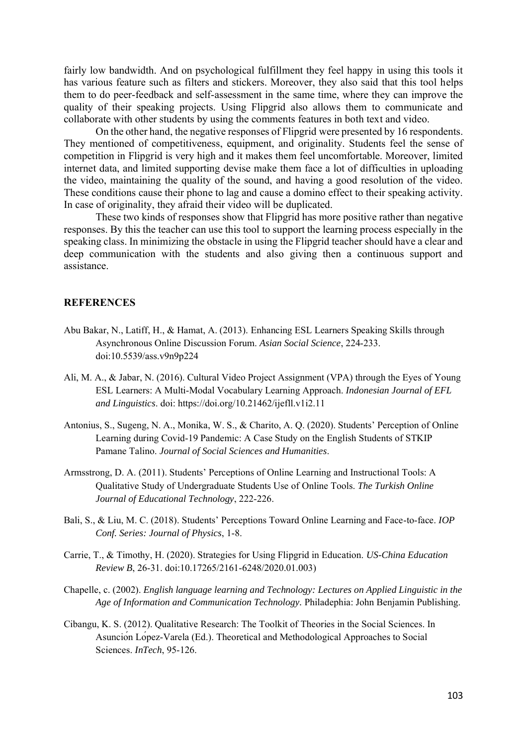fairly low bandwidth. And on psychological fulfillment they feel happy in using this tools it has various feature such as filters and stickers. Moreover, they also said that this tool helps them to do peer-feedback and self-assessment in the same time, where they can improve the quality of their speaking projects. Using Flipgrid also allows them to communicate and collaborate with other students by using the comments features in both text and video.

On the other hand, the negative responses of Flipgrid were presented by 16 respondents. They mentioned of competitiveness, equipment, and originality. Students feel the sense of competition in Flipgrid is very high and it makes them feel uncomfortable. Moreover, limited internet data, and limited supporting devise make them face a lot of difficulties in uploading the video, maintaining the quality of the sound, and having a good resolution of the video. These conditions cause their phone to lag and cause a domino effect to their speaking activity. In case of originality, they afraid their video will be duplicated.

These two kinds of responses show that Flipgrid has more positive rather than negative responses. By this the teacher can use this tool to support the learning process especially in the speaking class. In minimizing the obstacle in using the Flipgrid teacher should have a clear and deep communication with the students and also giving then a continuous support and assistance.

## REFERENCES

Abu Bakar, N., Latiff, H., & Hamat, A. (2013). Enhancing ESL Learners Speaking Skills through Asynchronous Online Discussion Forum. *Asian Social Science*, 224-233. doi:10.5539/ass.v9n9p224

Ali, M. A., & Jabar, N. (2016). Cultural Video Project Assignment (VPA) through the Eyes of Young ESL Learners: A Multi-Modal Vocabulary Learning Approach. *Indonesian Journal of EFL and Linguistics*. doi: https://doi.org/10.21462/ijefll.v1i2.11

Antonius, S., Sugeng, N. A., Monika, W. S., & Charito, A. Q. (2020). Students' Perception of Online Learning during Covid-19 Pandemic: A Case Study on the English Students of STKIP Pamane Talino. *Journal of Social Sciences and Humanities*.

Armsstrong, D. A. (2011). Students' Perceptions of Online Learning and Instructional Tools: A Qualitative Study of Undergraduate Students Use of Online Tools. *The Turkish Online Journal of Educational Technology*, 222-226.

Bali, S., & Liu, M. C. (2018). Students' Perceptions Toward Online Learning and Face-to-face. *IOP Conf. Series: Journal of Physics*, 1-8.

Carrie, T., & Timothy, H. (2020). Strategies for Using Flipgrid in Education. *US-China Education Review B*, 26-31. doi:10.17265/2161-6248/2020.01.003)

Chapelle, c. (2002). *English language learning and Technology: Lectures on Applied Linguistic in the Age of Information and Communication Technology.* Philadephia: John Benjamin Publishing.

Cibangu, K. S. (2012). Qualitative Research: The Toolkit of Theories in the Social Sciences. In Asunción López-Varela (Ed.). Theoretical and Methodological Approaches to Social Sciences. *InTech*, 95-126.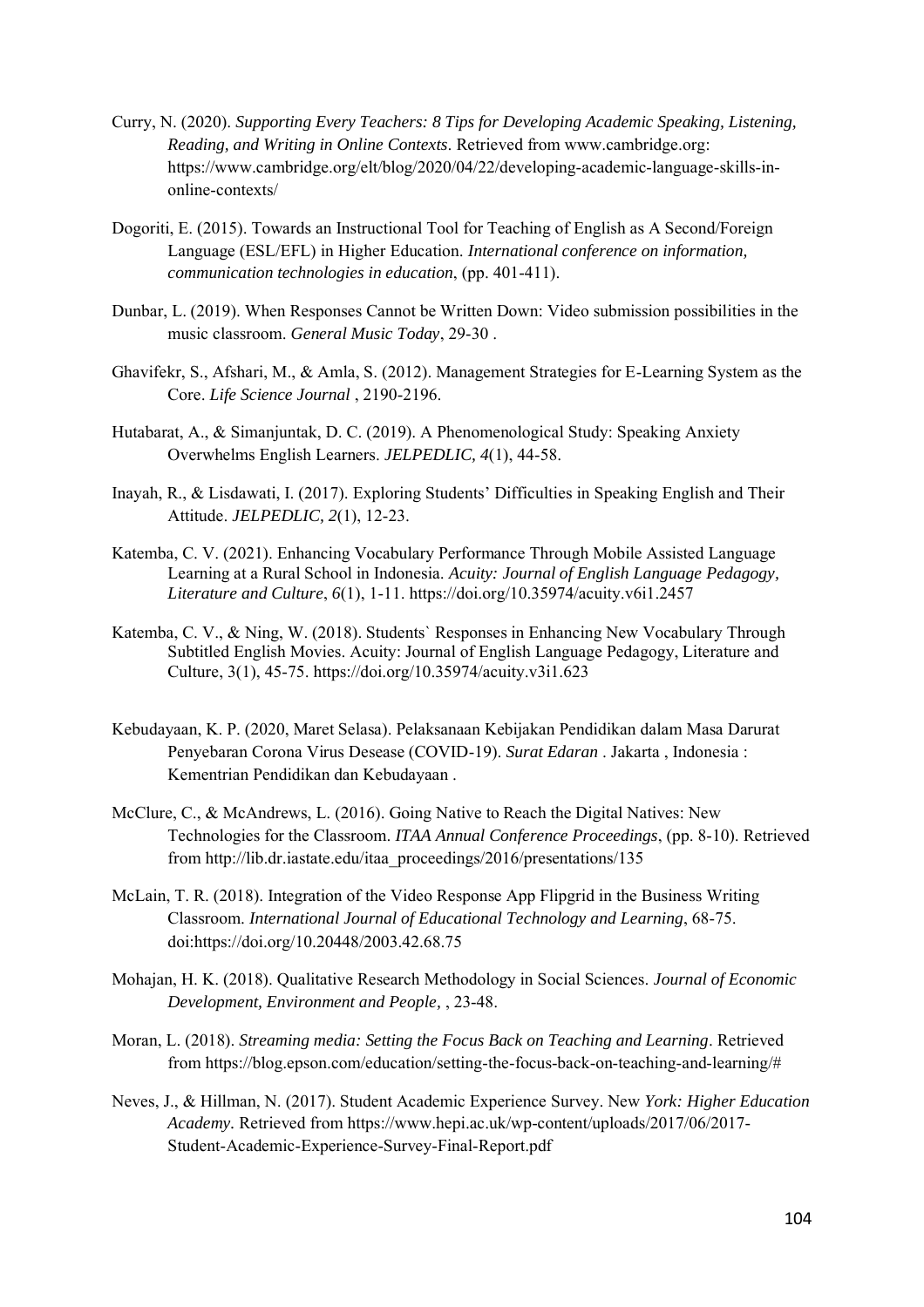Curry, N. (2020). *Supporting Every Teachers: 8 Tips for Developing Academic Speaking, Listening, Reading, and Writing in Online Contexts*. Retrieved from www.cambridge.org: https://www.cambridge.org/elt/blog/2020/04/22/developing-academic-language-skills-in-online-contexts/

Dogoriti, E. (2015). Towards an Instructional Tool for Teaching of English as A Second/Foreign Language (ESL/EFL) in Higher Education. *International conference on information, communication technologies in education*, (pp. 401-411).

Dunbar, L. (2019). When Responses Cannot be Written Down: Video submission possibilities in the music classroom. *General Music Today*, 29-30 .

Ghavifekr, S., Afshari, M., & Amla, S. (2012). Management Strategies for E-Learning System as the Core. *Life Science Journal* , 2190-2196.

Hutabarat, A., & Simanjuntak, D. C. (2019). A Phenomenological Study: Speaking Anxiety Overwhelms English Learners. *JELPEDLIC, 4*(1), 44-58.

Inayah, R., & Lisdawati, I. (2017). Exploring Students' Difficulties in Speaking English and Their Attitude. *JELPEDLIC, 2*(1), 12-23.

Katemba, C. V. (2021). Enhancing Vocabulary Performance Through Mobile Assisted Language Learning at a Rural School in Indonesia. *Acuity: Journal of English Language Pedagogy, Literature and Culture*, *6*(1), 1-11. https://doi.org/10.35974/acuity.v6i1.2457

Katemba, C. V., & Ning, W. (2018). Students` Responses in Enhancing New Vocabulary Through Subtitled English Movies. Acuity: Journal of English Language Pedagogy, Literature and Culture, 3(1), 45-75. https://doi.org/10.35974/acuity.v3i1.623

Kebudayaan, K. P. (2020, Maret Selasa). Pelaksanaan Kebijakan Pendidikan dalam Masa Darurat Penyebaran Corona Virus Desease (COVID-19). *Surat Edaran* . Jakarta , Indonesia : Kementrian Pendidikan dan Kebudayaan .

McClure, C., & McAndrews, L. (2016). Going Native to Reach the Digital Natives: New Technologies for the Classroom. *ITAA Annual Conference Proceedings*, (pp. 8-10). Retrieved from http://lib.dr.iastate.edu/itaa_proceedings/2016/presentations/135

McLain, T. R. (2018). Integration of the Video Response App Flipgrid in the Business Writing Classroom. *International Journal of Educational Technology and Learning*, 68-75. doi:https://doi.org/10.20448/2003.42.68.75

Mohajan, H. K. (2018). Qualitative Research Methodology in Social Sciences. *Journal of Economic Development, Environment and People,* , 23-48.

Moran, L. (2018). *Streaming media: Setting the Focus Back on Teaching and Learning*. Retrieved from https://blog.epson.com/education/setting-the-focus-back-on-teaching-and-learning/#

Neves, J., & Hillman, N. (2017). Student Academic Experience Survey. New *York: Higher Education Academy.* Retrieved from https://www.hepi.ac.uk/wp-content/uploads/2017/06/2017-Student-Academic-Experience-Survey-Final-Report.pdf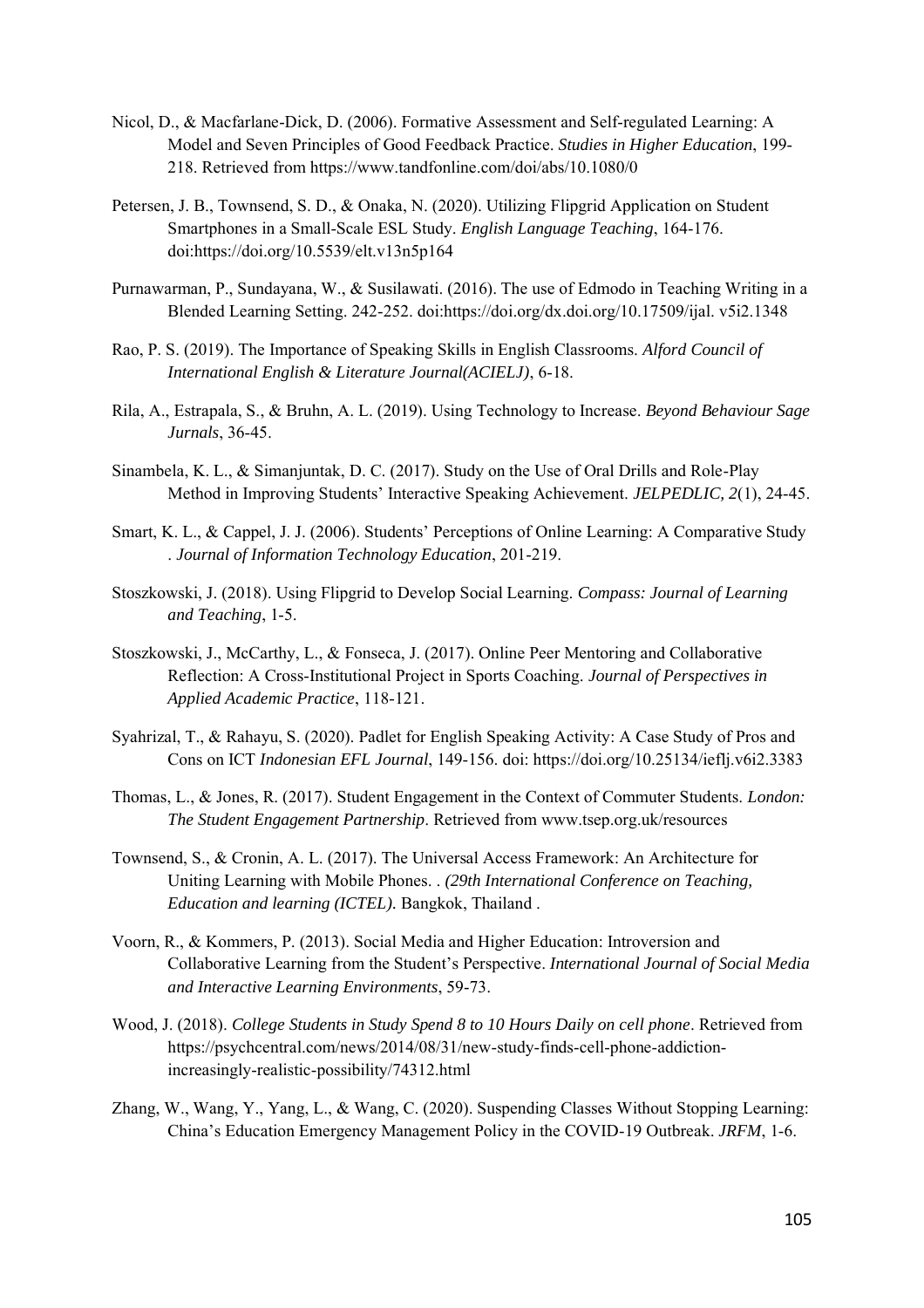Nicol, D., & Macfarlane-Dick, D. (2006). Formative Assessment and Self-regulated Learning: A Model and Seven Principles of Good Feedback Practice. *Studies in Higher Education*, 199-218. Retrieved from https://www.tandfonline.com/doi/abs/10.1080/0

Petersen, J. B., Townsend, S. D., & Onaka, N. (2020). Utilizing Flipgrid Application on Student Smartphones in a Small-Scale ESL Study. *English Language Teaching*, 164-176. doi:https://doi.org/10.5539/elt.v13n5p164

Purnawarman, P., Sundayana, W., & Susilawati. (2016). The use of Edmodo in Teaching Writing in a Blended Learning Setting. 242-252. doi:https://doi.org/dx.doi.org/10.17509/ijal. v5i2.1348

Rao, P. S. (2019). The Importance of Speaking Skills in English Classrooms. *Alford Council of International English & Literature Journal(ACIELJ)*, 6-18.

Rila, A., Estrapala, S., & Bruhn, A. L. (2019). Using Technology to Increase. *Beyond Behaviour Sage Jurnals*, 36-45.

Sinambela, K. L., & Simanjuntak, D. C. (2017). Study on the Use of Oral Drills and Role-Play Method in Improving Students' Interactive Speaking Achievement. *JELPEDLIC, 2*(1), 24-45.

Smart, K. L., & Cappel, J. J. (2006). Students' Perceptions of Online Learning: A Comparative Study . *Journal of Information Technology Education*, 201-219.

Stoszkowski, J. (2018). Using Flipgrid to Develop Social Learning. *Compass: Journal of Learning and Teaching*, 1-5.

Stoszkowski, J., McCarthy, L., & Fonseca, J. (2017). Online Peer Mentoring and Collaborative Reflection: A Cross-Institutional Project in Sports Coaching. *Journal of Perspectives in Applied Academic Practice*, 118-121.

Syahrizal, T., & Rahayu, S. (2020). Padlet for English Speaking Activity: A Case Study of Pros and Cons on ICT *Indonesian EFL Journal*, 149-156. doi: https://doi.org/10.25134/ieflj.v6i2.3383

Thomas, L., & Jones, R. (2017). Student Engagement in the Context of Commuter Students. *London: The Student Engagement Partnership*. Retrieved from www.tsep.org.uk/resources

Townsend, S., & Cronin, A. L. (2017). The Universal Access Framework: An Architecture for Uniting Learning with Mobile Phones. . *(29th International Conference on Teaching, Education and learning (ICTEL).* Bangkok, Thailand .

Voorn, R., & Kommers, P. (2013). Social Media and Higher Education: Introversion and Collaborative Learning from the Student's Perspective. *International Journal of Social Media and Interactive Learning Environments*, 59-73.

Wood, J. (2018). *College Students in Study Spend 8 to 10 Hours Daily on cell phone*. Retrieved from https://psychcentral.com/news/2014/08/31/new-study-finds-cell-phone-addiction-increasingly-realistic-possibility/74312.html

Zhang, W., Wang, Y., Yang, L., & Wang, C. (2020). Suspending Classes Without Stopping Learning: China's Education Emergency Management Policy in the COVID-19 Outbreak. *JRFM*, 1-6.